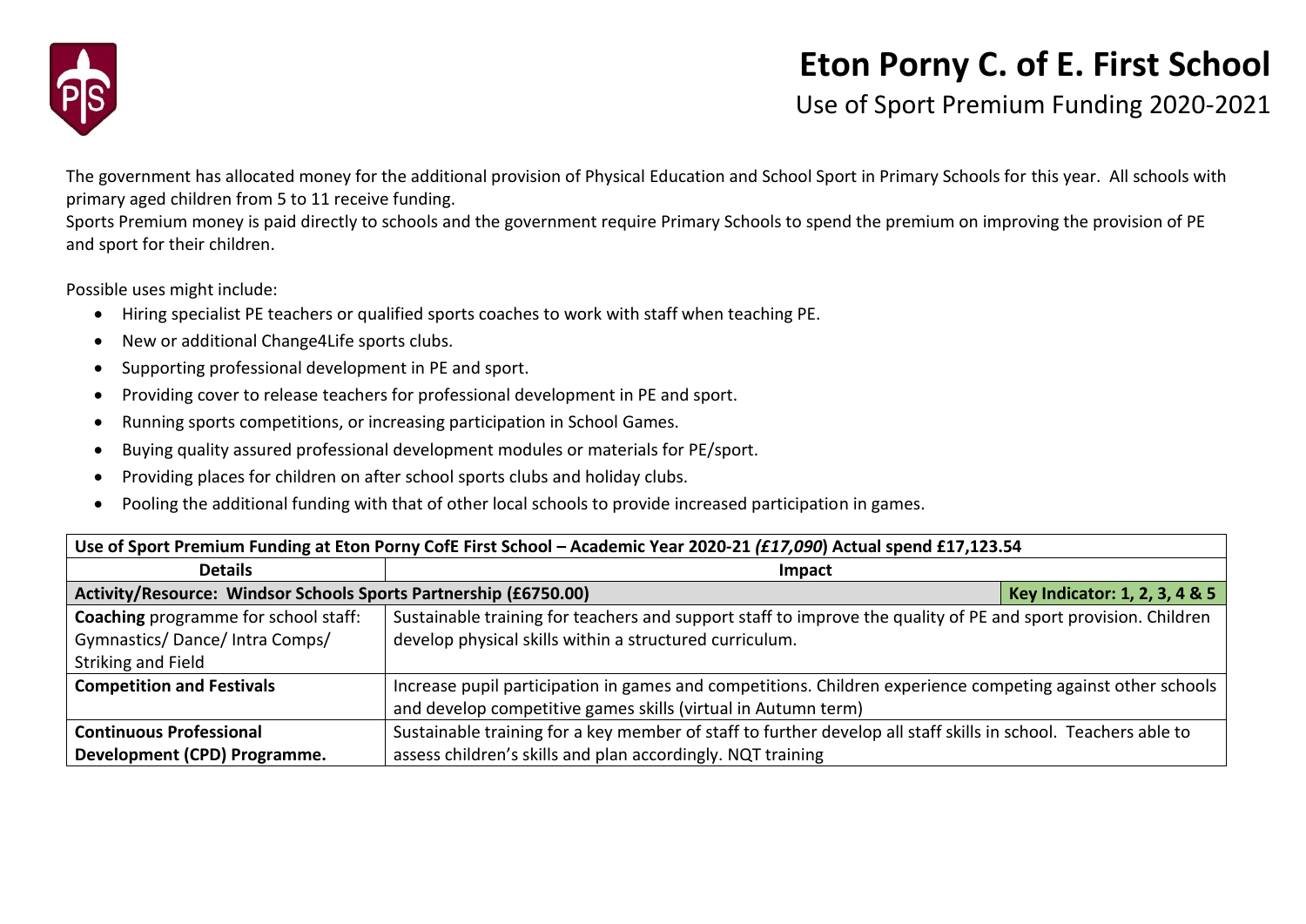# Eton Porny C. of E. First School

## Use of Sport Premium Funding 2020-2021

The government has allocated money for the additional provision of Physical Education and School Sport in Primary Schools for this year. All schools with primary aged children from 5 to 11 receive funding.

Sports Premium money is paid directly to schools and the government require Primary Schools to spend the premium on improving the provision of PE and sport for their children.

Possible uses might include:

- Hiring specialist PE teachers or qualified sports coaches to work with staff when teaching PE.
- New or additional Change4Life sports clubs.
- Supporting professional development in PE and sport.
- Providing cover to release teachers for professional development in PE and sport.
- Running sports competitions, or increasing participation in School Games.
- Buying quality assured professional development modules or materials for PE/sport.
- Providing places for children on after school sports clubs and holiday clubs.
- Pooling the additional funding with that of other local schools to provide increased participation in games.

| **Use of Sport Premium Funding at Eton Porny CofE First School – Academic Year 2020-21 *(£17,090)* Actual spend £17,123.54** | | |
|---|---|---|
| **Details** | **Impact** | |
| **Activity/Resource: Windsor Schools Sports Partnership (£6750.00)** | | **Key Indicator: 1, 2, 3, 4 & 5** |
| **Coaching** programme for school staff: Gymnastics/ Dance/ Intra Comps/ Striking and Field | Sustainable training for teachers and support staff to improve the quality of PE and sport provision. Children develop physical skills within a structured curriculum. | |
| **Competition and Festivals** | Increase pupil participation in games and competitions. Children experience competing against other schools and develop competitive games skills (virtual in Autumn term) | |
| **Continuous Professional Development (CPD) Programme.** | Sustainable training for a key member of staff to further develop all staff skills in school. Teachers able to assess children's skills and plan accordingly. NQT training | |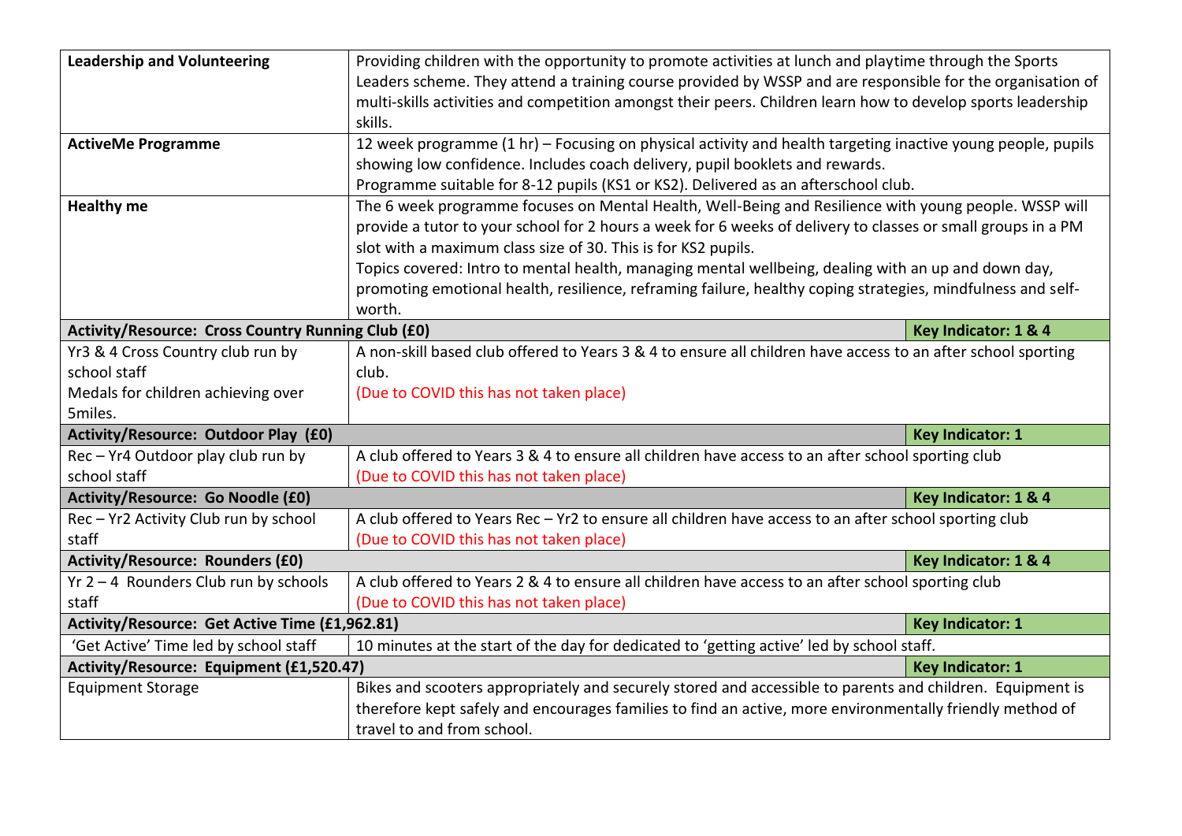| | | |
|---|---|---|
| **Leadership and Volunteering** | Providing children with the opportunity to promote activities at lunch and playtime through the Sports Leaders scheme. They attend a training course provided by WSSP and are responsible for the organisation of multi-skills activities and competition amongst their peers. Children learn how to develop sports leadership skills. | |
| **ActiveMe Programme** | 12 week programme (1 hr) – Focusing on physical activity and health targeting inactive young people, pupils showing low confidence. Includes coach delivery, pupil booklets and rewards.<br>Programme suitable for 8-12 pupils (KS1 or KS2). Delivered as an afterschool club. | |
| **Healthy me** | The 6 week programme focuses on Mental Health, Well-Being and Resilience with young people. WSSP will provide a tutor to your school for 2 hours a week for 6 weeks of delivery to classes or small groups in a PM slot with a maximum class size of 30. This is for KS2 pupils.<br>Topics covered: Intro to mental health, managing mental wellbeing, dealing with an up and down day, promoting emotional health, resilience, reframing failure, healthy coping strategies, mindfulness and self-worth. | |
| **Activity/Resource: Cross Country Running Club (£0)** | | **Key Indicator: 1 & 4** |
| Yr3 & 4 Cross Country club run by school staff<br>Medals for children achieving over 5miles. | A non-skill based club offered to Years 3 & 4 to ensure all children have access to an after school sporting club.<br>(Due to COVID this has not taken place) | |
| **Activity/Resource: Outdoor Play (£0)** | | **Key Indicator: 1** |
| Rec – Yr4 Outdoor play club run by school staff | A club offered to Years 3 & 4 to ensure all children have access to an after school sporting club<br>(Due to COVID this has not taken place) | |
| **Activity/Resource: Go Noodle (£0)** | | **Key Indicator: 1 & 4** |
| Rec – Yr2 Activity Club run by school staff | A club offered to Years Rec – Yr2 to ensure all children have access to an after school sporting club<br>(Due to COVID this has not taken place) | |
| **Activity/Resource: Rounders (£0)** | | **Key Indicator: 1 & 4** |
| Yr 2 – 4 Rounders Club run by schools staff | A club offered to Years 2 & 4 to ensure all children have access to an after school sporting club<br>(Due to COVID this has not taken place) | |
| **Activity/Resource: Get Active Time (£1,962.81)** | | **Key Indicator: 1** |
| 'Get Active' Time led by school staff | 10 minutes at the start of the day for dedicated to 'getting active' led by school staff. | |
| **Activity/Resource: Equipment (£1,520.47)** | | **Key Indicator: 1** |
| Equipment Storage | Bikes and scooters appropriately and securely stored and accessible to parents and children. Equipment is therefore kept safely and encourages families to find an active, more environmentally friendly method of travel to and from school. | |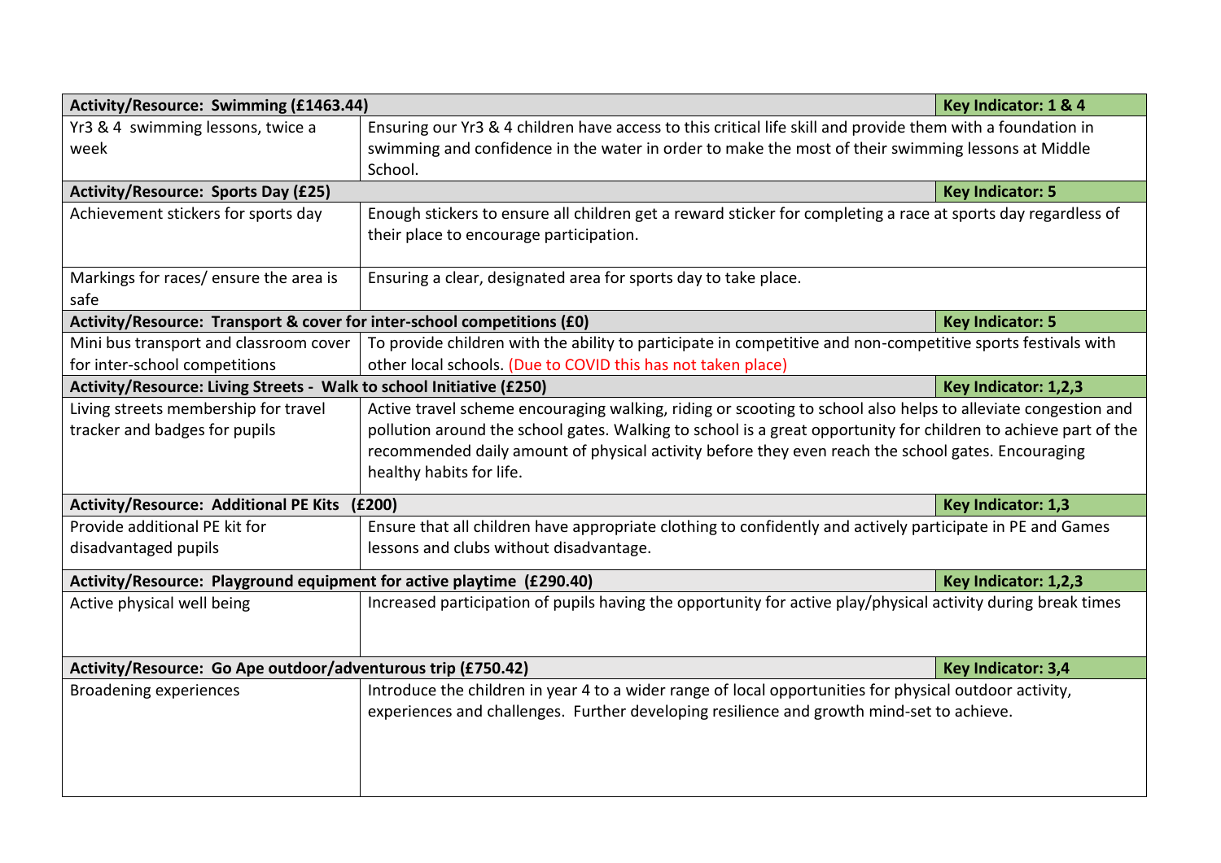| Activity/Resource: Swimming (£1463.44) | | Key Indicator: 1 & 4 |
|---|---|---|
| Yr3 & 4 swimming lessons, twice a week | Ensuring our Yr3 & 4 children have access to this critical life skill and provide them with a foundation in swimming and confidence in the water in order to make the most of their swimming lessons at Middle School. | |
| **Activity/Resource: Sports Day (£25)** | | **Key Indicator: 5** |
| Achievement stickers for sports day | Enough stickers to ensure all children get a reward sticker for completing a race at sports day regardless of their place to encourage participation. | |
| Markings for races/ ensure the area is safe | Ensuring a clear, designated area for sports day to take place. | |
| **Activity/Resource: Transport & cover for inter-school competitions (£0)** | | **Key Indicator: 5** |
| Mini bus transport and classroom cover for inter-school competitions | To provide children with the ability to participate in competitive and non-competitive sports festivals with other local schools. (Due to COVID this has not taken place) | |
| **Activity/Resource: Living Streets - Walk to school Initiative (£250)** | | **Key Indicator: 1,2,3** |
| Living streets membership for travel tracker and badges for pupils | Active travel scheme encouraging walking, riding or scooting to school also helps to alleviate congestion and pollution around the school gates. Walking to school is a great opportunity for children to achieve part of the recommended daily amount of physical activity before they even reach the school gates. Encouraging healthy habits for life. | |
| **Activity/Resource: Additional PE Kits (£200)** | | **Key Indicator: 1,3** |
| Provide additional PE kit for disadvantaged pupils | Ensure that all children have appropriate clothing to confidently and actively participate in PE and Games lessons and clubs without disadvantage. | |
| **Activity/Resource: Playground equipment for active playtime (£290.40)** | | **Key Indicator: 1,2,3** |
| Active physical well being | Increased participation of pupils having the opportunity for active play/physical activity during break times | |
| **Activity/Resource: Go Ape outdoor/adventurous trip (£750.42)** | | **Key Indicator: 3,4** |
| Broadening experiences | Introduce the children in year 4 to a wider range of local opportunities for physical outdoor activity, experiences and challenges. Further developing resilience and growth mind-set to achieve. | |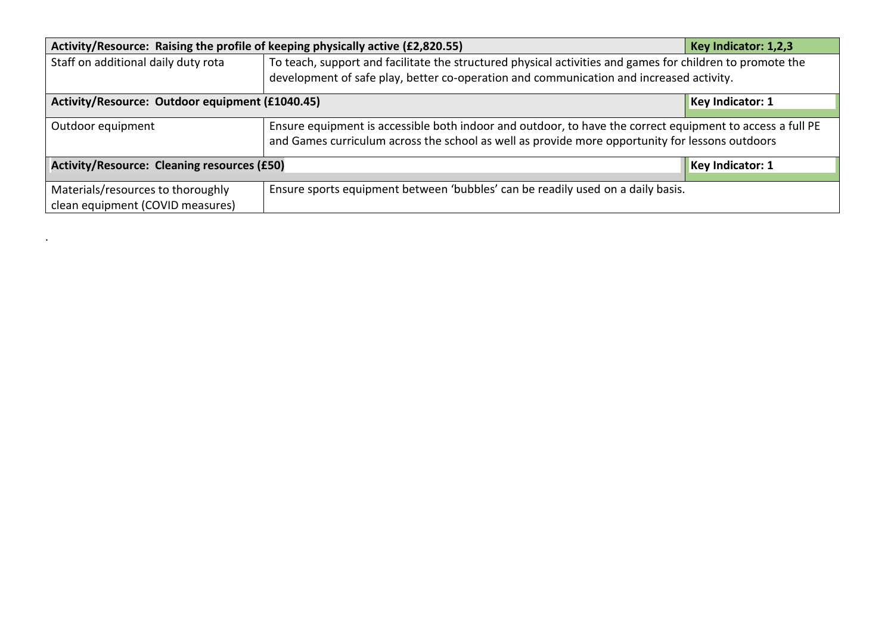| | | |
|---|---|---|
| **Activity/Resource: Raising the profile of keeping physically active (£2,820.55)** | | **Key Indicator: 1,2,3** |
| Staff on additional daily duty rota | To teach, support and facilitate the structured physical activities and games for children to promote the development of safe play, better co-operation and communication and increased activity. | |
| **Activity/Resource: Outdoor equipment (£1040.45)** | | **Key Indicator: 1** |
| Outdoor equipment | Ensure equipment is accessible both indoor and outdoor, to have the correct equipment to access a full PE and Games curriculum across the school as well as provide more opportunity for lessons outdoors | |
| **Activity/Resource: Cleaning resources (£50)** | | **Key Indicator: 1** |
| Materials/resources to thoroughly clean equipment (COVID measures) | Ensure sports equipment between 'bubbles' can be readily used on a daily basis. | |

.